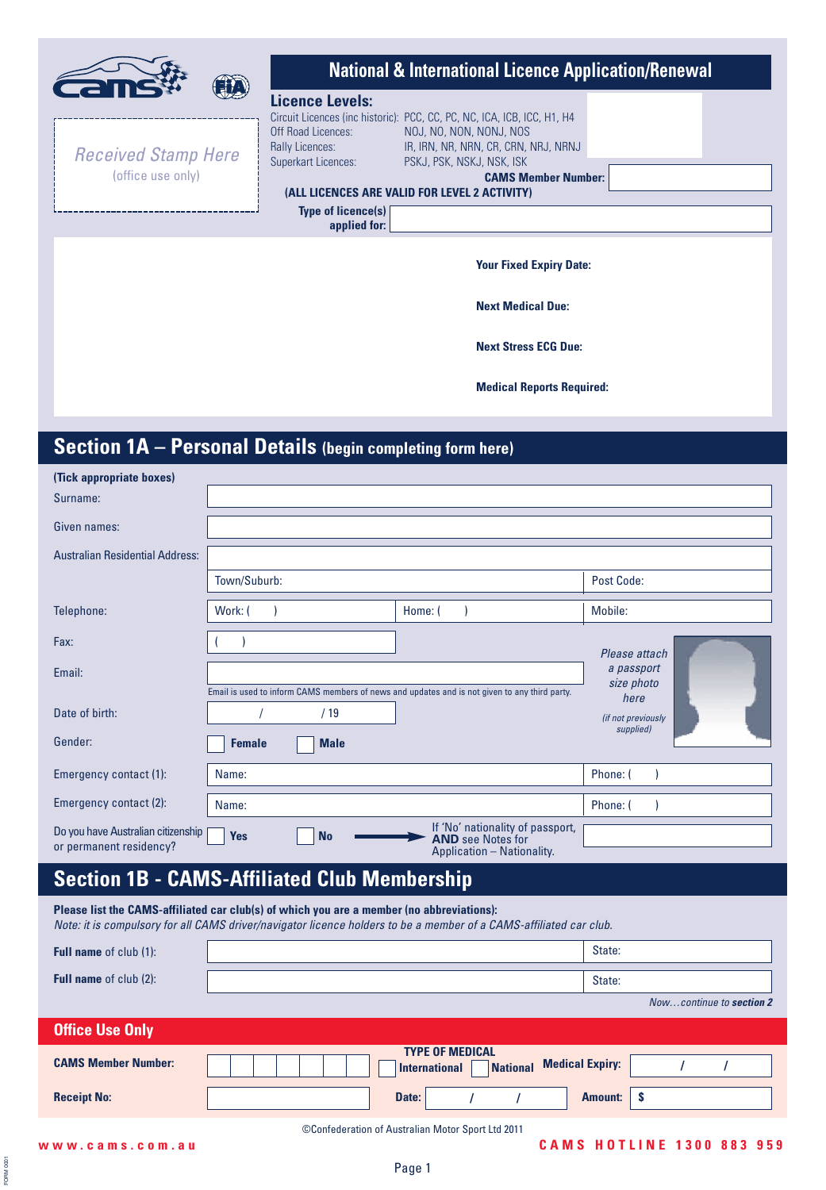# National & International Licence Application/Renewal

Received Stamp Here
(office use only)

**Licence Levels:**

| | |
|---|---|
| Circuit Licences (inc historic): | PCC, CC, PC, NC, ICA, ICB, ICC, H1, H4 |
| Off Road Licences: | NOJ, NO, NON, NONJ, NOS |
| Rally Licences: | IR, IRN, NR, NRN, CR, CRN, NRJ, NRNJ |
| Superkart Licences: | PSKJ, PSK, NSKJ, NSK, ISK |

**CAMS Member Number:**

**(ALL LICENCES ARE VALID FOR LEVEL 2 ACTIVITY)**

**Type of licence(s) applied for:**

**Your Fixed Expiry Date:**

**Next Medical Due:**

**Next Stress ECG Due:**

**Medical Reports Required:**

## Section 1A – Personal Details (begin completing form here)

**(Tick appropriate boxes)**

| | | | |
|---|---|---|---|
| Surname: | | | |
| Given names: | | | |
| Australian Residential Address: | | | |
| | Town/Suburb: | | Post Code: |
| Telephone: | Work: ( ) | Home: ( ) | Mobile: |
| Fax: | ( ) | | |
| Email: | | | |
| Date of birth: | / / 19 | | |
| Gender: | ☐ **Female** | ☐ **Male** | |
| Emergency contact (1): | Name: | | Phone: ( ) |
| Emergency contact (2): | Name: | | Phone: ( ) |
| Do you have Australian citizenship or permanent residency? | ☐ **Yes** | ☐ **No** → If 'No' nationality of passport, **AND** see Notes for Application – Nationality. | |

Email is used to inform CAMS members of news and updates and is not given to any third party.

*Please attach a passport size photo here*

*(if not previously supplied)*

## Section 1B - CAMS-Affiliated Club Membership

**Please list the CAMS-affiliated car club(s) of which you are a member (no abbreviations):**

*Note: it is compulsory for all CAMS driver/navigator licence holders to be a member of a CAMS-affiliated car club.*

| | | |
|---|---|---|
| **Full name** of club (1): | | State: |
| **Full name** of club (2): | | State: |

*Now…continue to* ***section 2***

## Office Use Only

| | | | |
|---|---|---|---|
| **CAMS Member Number:** | | **TYPE OF MEDICAL** ☐ **International** ☐ **National** | **Medical Expiry:** / / |
| **Receipt No:** | | **Date:** / / | **Amount:** $ |

©Confederation of Australian Motor Sport Ltd 2011

www.cams.com.au

CAMS HOTLINE 1300 883 959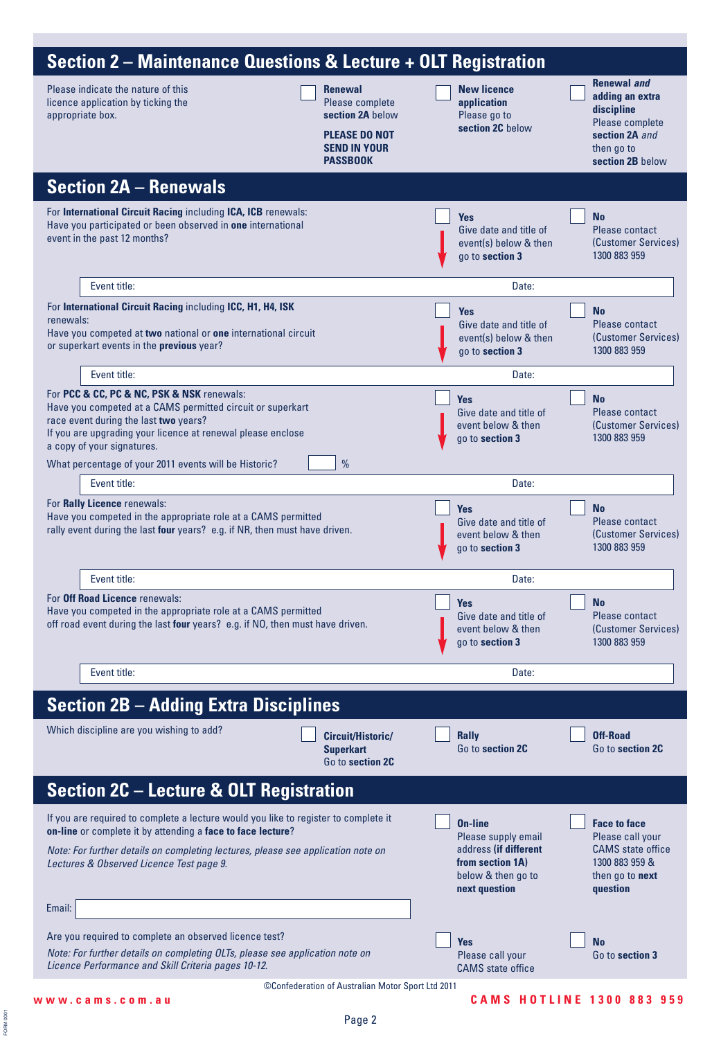## Section 2 – Maintenance Questions & Lecture + OLT Registration

Please indicate the nature of this licence application by ticking the appropriate box.

- ☐ **Renewal** Please complete **section 2A** below  
  **PLEASE DO NOT SEND IN YOUR PASSBOOK**
- ☐ **New licence application** Please go to **section 2C** below
- ☐ **Renewal *and* adding an extra discipline** Please complete **section 2A** *and* then go to **section 2B** below

## Section 2A – Renewals

For **International Circuit Racing** including **ICA, ICB** renewals:
Have you participated or been observed in **one** international event in the past 12 months?

- ☐ **Yes** Give date and title of event(s) below & then go to **section 3**
- ☐ **No** Please contact (Customer Services) 1300 883 959

Event title: Date:

For **International Circuit Racing** including **ICC, H1, H4, ISK** renewals:
Have you competed at **two** national or **one** international circuit or superkart events in the **previous** year?

- ☐ **Yes** Give date and title of event(s) below & then go to **section 3**
- ☐ **No** Please contact (Customer Services) 1300 883 959

Event title: Date:

For **PCC & CC, PC & NC, PSK & NSK** renewals:
Have you competed at a CAMS permitted circuit or superkart race event during the last **two** years?
If you are upgrading your licence at renewal please enclose a copy of your signatures.

- ☐ **Yes** Give date and title of event below & then go to **section 3**
- ☐ **No** Please contact (Customer Services) 1300 883 959

What percentage of your 2011 events will be Historic? ____ %

Event title: Date:

For **Rally Licence** renewals:
Have you competed in the appropriate role at a CAMS permitted rally event during the last **four** years? e.g. if NR, then must have driven.

- ☐ **Yes** Give date and title of event below & then go to **section 3**
- ☐ **No** Please contact (Customer Services) 1300 883 959

Event title: Date:

For **Off Road Licence** renewals:
Have you competed in the appropriate role at a CAMS permitted off road event during the last **four** years? e.g. if NO, then must have driven.

- ☐ **Yes** Give date and title of event below & then go to **section 3**
- ☐ **No** Please contact (Customer Services) 1300 883 959

Event title: Date:

## Section 2B – Adding Extra Disciplines

Which discipline are you wishing to add?

- ☐ **Circuit/Historic/Superkart** Go to **section 2C**
- ☐ **Rally** Go to **section 2C**
- ☐ **Off-Road** Go to **section 2C**

## Section 2C – Lecture & OLT Registration

If you are required to complete a lecture would you like to register to complete it **on-line** or complete it by attending a **face to face lecture**?

*Note: For further details on completing lectures, please see application note on Lectures & Observed Licence Test page 9.*

- ☐ **On-line** Please supply email address **(if different from section 1A)** below & then go to **next question**
- ☐ **Face to face** Please call your CAMS state office 1300 883 959 & then go to **next question**

Email:

Are you required to complete an observed licence test?

*Note: For further details on completing OLTs, please see application note on Licence Performance and Skill Criteria pages 10-12.*

- ☐ **Yes** Please call your CAMS state office
- ☐ **No** Go to **section 3**

©Confederation of Australian Motor Sport Ltd 2011

**www.cams.com.au** **CAMS HOTLINE 1300 883 959**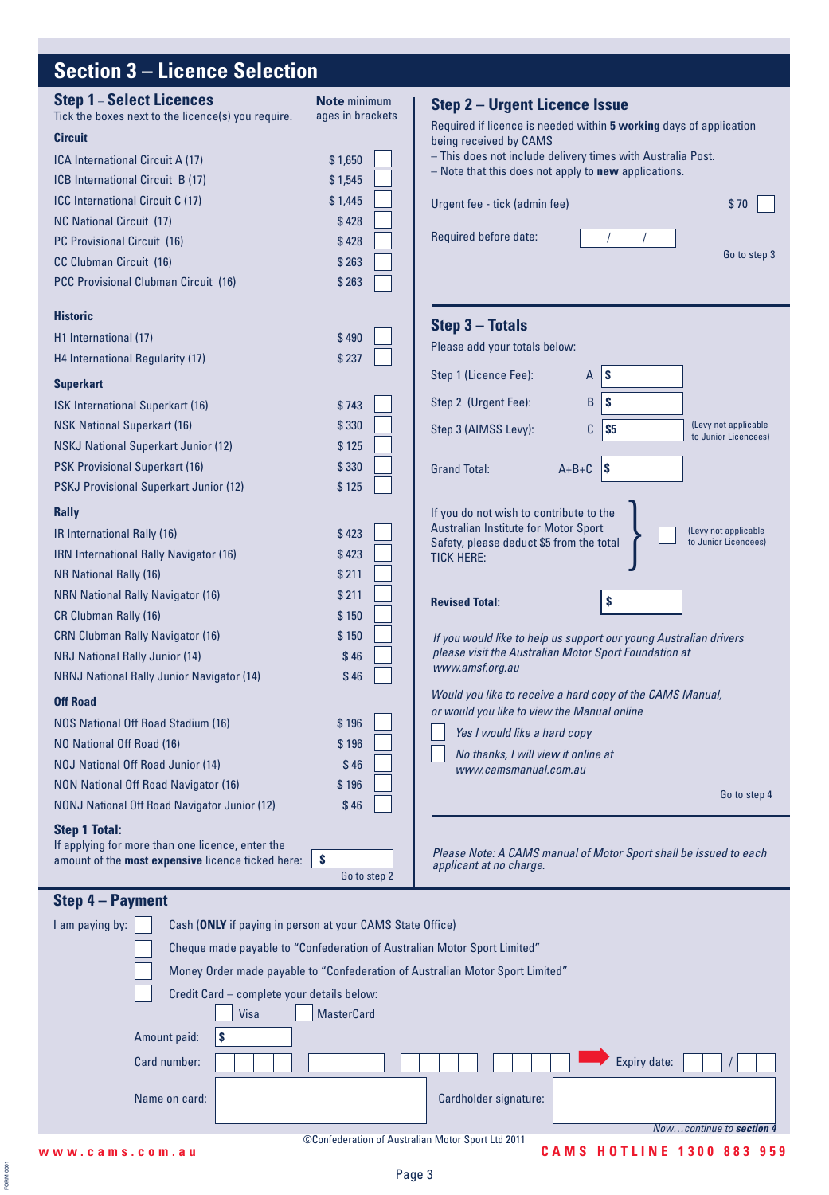# Section 3 – Licence Selection

## Step 1 – Select Licences

Tick the boxes next to the licence(s) you require.

**Note** minimum ages in brackets

**Circuit**

| Licence | Fee | |
|---|---|---|
| ICA International Circuit A (17) | $ 1,650 | ☐ |
| ICB International Circuit B (17) | $ 1,545 | ☐ |
| ICC International Circuit C (17) | $ 1,445 | ☐ |
| NC National Circuit (17) | $ 428 | ☐ |
| PC Provisional Circuit (16) | $ 428 | ☐ |
| CC Clubman Circuit (16) | $ 263 | ☐ |
| PCC Provisional Clubman Circuit (16) | $ 263 | ☐ |

**Historic**

| Licence | Fee | |
|---|---|---|
| H1 International (17) | $ 490 | ☐ |
| H4 International Regularity (17) | $ 237 | ☐ |

**Superkart**

| Licence | Fee | |
|---|---|---|
| ISK International Superkart (16) | $ 743 | ☐ |
| NSK National Superkart (16) | $ 330 | ☐ |
| NSKJ National Superkart Junior (12) | $ 125 | ☐ |
| PSK Provisional Superkart (16) | $ 330 | ☐ |
| PSKJ Provisional Superkart Junior (12) | $ 125 | ☐ |

**Rally**

| Licence | Fee | |
|---|---|---|
| IR International Rally (16) | $ 423 | ☐ |
| IRN International Rally Navigator (16) | $ 423 | ☐ |
| NR National Rally (16) | $ 211 | ☐ |
| NRN National Rally Navigator (16) | $ 211 | ☐ |
| CR Clubman Rally (16) | $ 150 | ☐ |
| CRN Clubman Rally Navigator (16) | $ 150 | ☐ |
| NRJ National Rally Junior (14) | $ 46 | ☐ |
| NRNJ National Rally Junior Navigator (14) | $ 46 | ☐ |

**Off Road**

| Licence | Fee | |
|---|---|---|
| NOS National Off Road Stadium (16) | $ 196 | ☐ |
| NO National Off Road (16) | $ 196 | ☐ |
| NOJ National Off Road Junior (14) | $ 46 | ☐ |
| NON National Off Road Navigator (16) | $ 196 | ☐ |
| NONJ National Off Road Navigator Junior (12) | $ 46 | ☐ |

**Step 1 Total:**

If applying for more than one licence, enter the amount of the **most expensive** licence ticked here: $ ________

Go to step 2

## Step 2 – Urgent Licence Issue

Required if licence is needed within **5 working** days of application being received by CAMS

– This does not include delivery times with Australia Post.
– Note that this does not apply to **new** applications.

Urgent fee - tick (admin fee) $ 70 ☐

Required before date: ___ / ___ / ___

Go to step 3

## Step 3 – Totals

Please add your totals below:

| | | |
|---|---|---|
| Step 1 (Licence Fee): | A | $ |
| Step 2 (Urgent Fee): | B | $ |
| Step 3 (AIMSS Levy): | C | $5 (Levy not applicable to Junior Licencees) |
| Grand Total: | A+B+C | $ |

If you do not wish to contribute to the Australian Institute for Motor Sport Safety, please deduct $5 from the total TICK HERE: ☐ (Levy not applicable to Junior Licencees)

**Revised Total:** $ ________

*If you would like to help us support our young Australian drivers please visit the Australian Motor Sport Foundation at www.amsf.org.au*

*Would you like to receive a hard copy of the CAMS Manual, or would you like to view the Manual online*

☐ *Yes I would like a hard copy*

☐ *No thanks, I will view it online at www.camsmanual.com.au*

Go to step 4

*Please Note: A CAMS manual of Motor Sport shall be issued to each applicant at no charge.*

## Step 4 – Payment

I am paying by:

☐ Cash (**ONLY** if paying in person at your CAMS State Office)

☐ Cheque made payable to "Confederation of Australian Motor Sport Limited"

☐ Money Order made payable to "Confederation of Australian Motor Sport Limited"

☐ Credit Card – complete your details below:

☐ Visa ☐ MasterCard

Amount paid: $ ________

Card number: ____ ____ ____ ____ Expiry date: __ / __

Name on card: ________ Cardholder signature: ________

*Now…continue to **section 4***

©Confederation of Australian Motor Sport Ltd 2011

www.cams.com.au CAMS HOTLINE 1300 883 959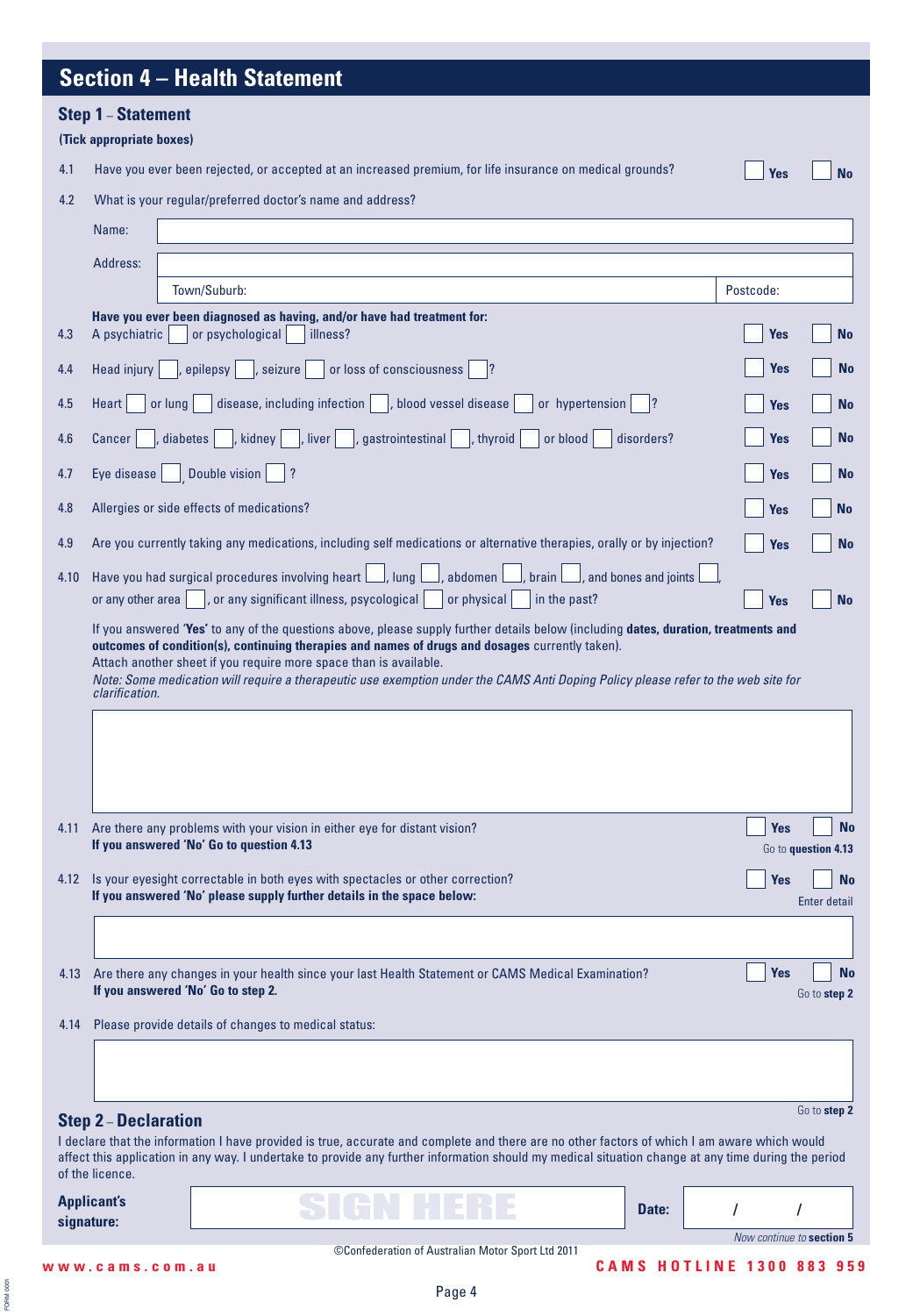## Section 4 – Health Statement

### Step 1 – Statement

**(Tick appropriate boxes)**

4.1 Have you ever been rejected, or accepted at an increased premium, for life insurance on medical grounds? ☐ **Yes** ☐ **No**

4.2 What is your regular/preferred doctor's name and address?

Name: ______________________

Address: ______________________

Town/Suburb: ______________________ Postcode: __________

**Have you ever been diagnosed as having, and/or have had treatment for:**

4.3 A psychiatric ☐ or psychological ☐ illness? ☐ **Yes** ☐ **No**

4.4 Head injury ☐, epilepsy ☐, seizure ☐ or loss of consciousness ☐? ☐ **Yes** ☐ **No**

4.5 Heart ☐ or lung ☐ disease, including infection ☐, blood vessel disease ☐ or hypertension ☐? ☐ **Yes** ☐ **No**

4.6 Cancer ☐, diabetes ☐, kidney ☐, liver ☐, gastrointestinal ☐, thyroid ☐ or blood ☐ disorders? ☐ **Yes** ☐ **No**

4.7 Eye disease ☐, Double vision ☐ ? ☐ **Yes** ☐ **No**

4.8 Allergies or side effects of medications? ☐ **Yes** ☐ **No**

4.9 Are you currently taking any medications, including self medications or alternative therapies, orally or by injection? ☐ **Yes** ☐ **No**

4.10 Have you had surgical procedures involving heart ☐, lung ☐, abdomen ☐, brain ☐, and bones and joints ☐, or any other area ☐, or any significant illness, psycological ☐ or physical ☐ in the past? ☐ **Yes** ☐ **No**

If you answered '**Yes**' to any of the questions above, please supply further details below (including **dates, duration, treatments and outcomes of condition(s), continuing therapies and names of drugs and dosages** currently taken).
Attach another sheet if you require more space than is available.
*Note: Some medication will require a therapeutic use exemption under the CAMS Anti Doping Policy please refer to the web site for clarification.*

______________________

4.11 Are there any problems with your vision in either eye for distant vision? ☐ **Yes** ☐ **No** (Go to **question 4.13**)
**If you answered 'No' Go to question 4.13**

4.12 Is your eyesight correctable in both eyes with spectacles or other correction? ☐ **Yes** ☐ **No** (Enter detail)
**If you answered 'No' please supply further details in the space below:**

______________________

4.13 Are there any changes in your health since your last Health Statement or CAMS Medical Examination? ☐ **Yes** ☐ **No** (Go to **step 2**)
**If you answered 'No' Go to step 2.**

4.14 Please provide details of changes to medical status:

______________________

Go to **step 2**

### Step 2 – Declaration

I declare that the information I have provided is true, accurate and complete and there are no other factors of which I am aware which would affect this application in any way. I undertake to provide any further information should my medical situation change at any time during the period of the licence.

**Applicant's signature:** SIGN HERE **Date:** / /

*Now continue to* **section 5**

©Confederation of Australian Motor Sport Ltd 2011

www.cams.com.au CAMS HOTLINE 1300 883 959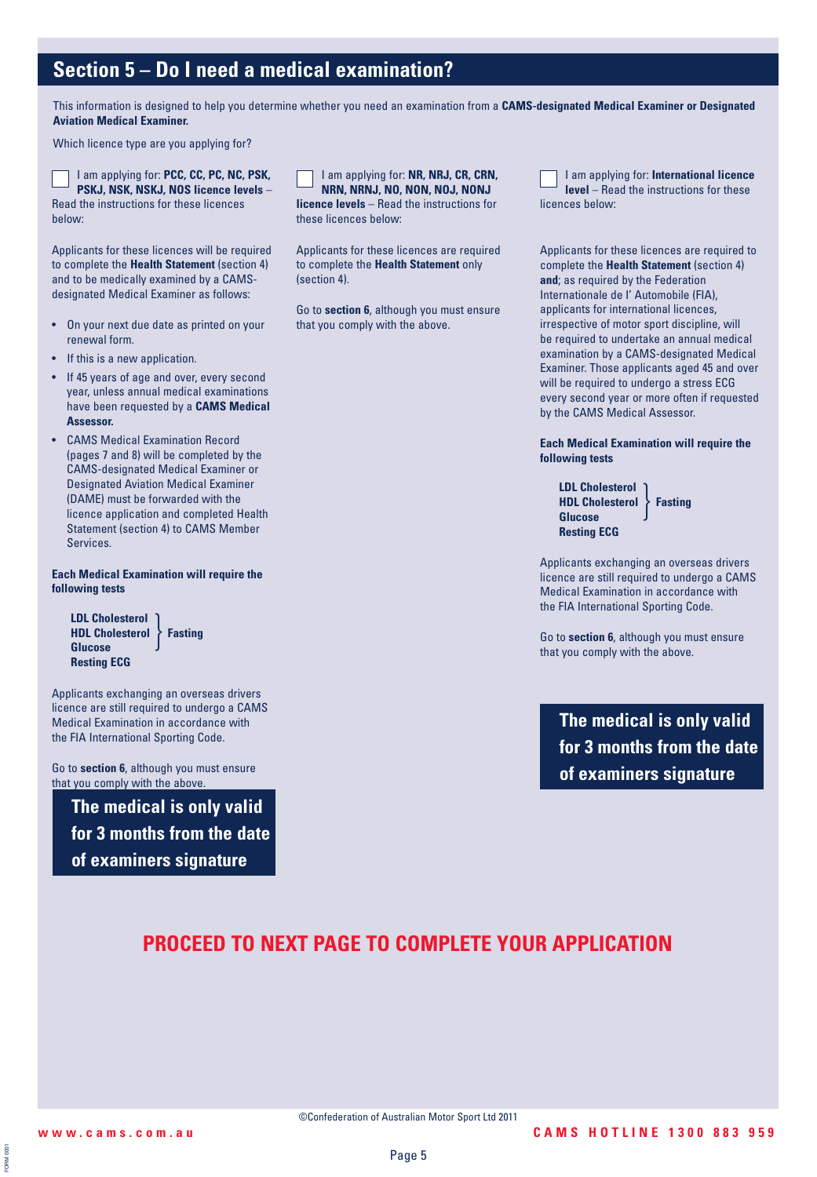## Section 5 – Do I need a medical examination?

This information is designed to help you determine whether you need an examination from a **CAMS-designated Medical Examiner or Designated Aviation Medical Examiner.**

Which licence type are you applying for?

☐ I am applying for: **PCC, CC, PC, NC, PSK, PSKJ, NSK, NSKJ, NOS licence levels** – Read the instructions for these licences below:

Applicants for these licences will be required to complete the **Health Statement** (section 4) and to be medically examined by a CAMS-designated Medical Examiner as follows:

- On your next due date as printed on your renewal form.
- If this is a new application.
- If 45 years of age and over, every second year, unless annual medical examinations have been requested by a **CAMS Medical Assessor.**
- CAMS Medical Examination Record (pages 7 and 8) will be completed by the CAMS-designated Medical Examiner or Designated Aviation Medical Examiner (DAME) must be forwarded with the licence application and completed Health Statement (section 4) to CAMS Member Services.

**Each Medical Examination will require the following tests**

- **LDL Cholesterol** } **Fasting**
- **HDL Cholesterol** } **Fasting**
- **Glucose** } **Fasting**
- **Resting ECG**

Applicants exchanging an overseas drivers licence are still required to undergo a CAMS Medical Examination in accordance with the FIA International Sporting Code.

Go to **section 6**, although you must ensure that you comply with the above.

**The medical is only valid for 3 months from the date of examiners signature**

☐ I am applying for: **NR, NRJ, CR, CRN, NRN, NRNJ, NO, NON, NOJ, NONJ licence levels** – Read the instructions for these licences below:

Applicants for these licences are required to complete the **Health Statement** only (section 4).

Go to **section 6**, although you must ensure that you comply with the above.

☐ I am applying for: **International licence level** – Read the instructions for these licences below:

Applicants for these licences are required to complete the **Health Statement** (section 4) **and**; as required by the Federation Internationale de l' Automobile (FIA), applicants for international licences, irrespective of motor sport discipline, will be required to undertake an annual medical examination by a CAMS-designated Medical Examiner. Those applicants aged 45 and over will be required to undergo a stress ECG every second year or more often if requested by the CAMS Medical Assessor.

**Each Medical Examination will require the following tests**

- **LDL Cholesterol** } **Fasting**
- **HDL Cholesterol** } **Fasting**
- **Glucose** } **Fasting**
- **Resting ECG**

Applicants exchanging an overseas drivers licence are still required to undergo a CAMS Medical Examination in accordance with the FIA International Sporting Code.

Go to **section 6**, although you must ensure that you comply with the above.

**The medical is only valid for 3 months from the date of examiners signature**

**PROCEED TO NEXT PAGE TO COMPLETE YOUR APPLICATION**

©Confederation of Australian Motor Sport Ltd 2011

www.cams.com.au

CAMS HOTLINE 1300 883 959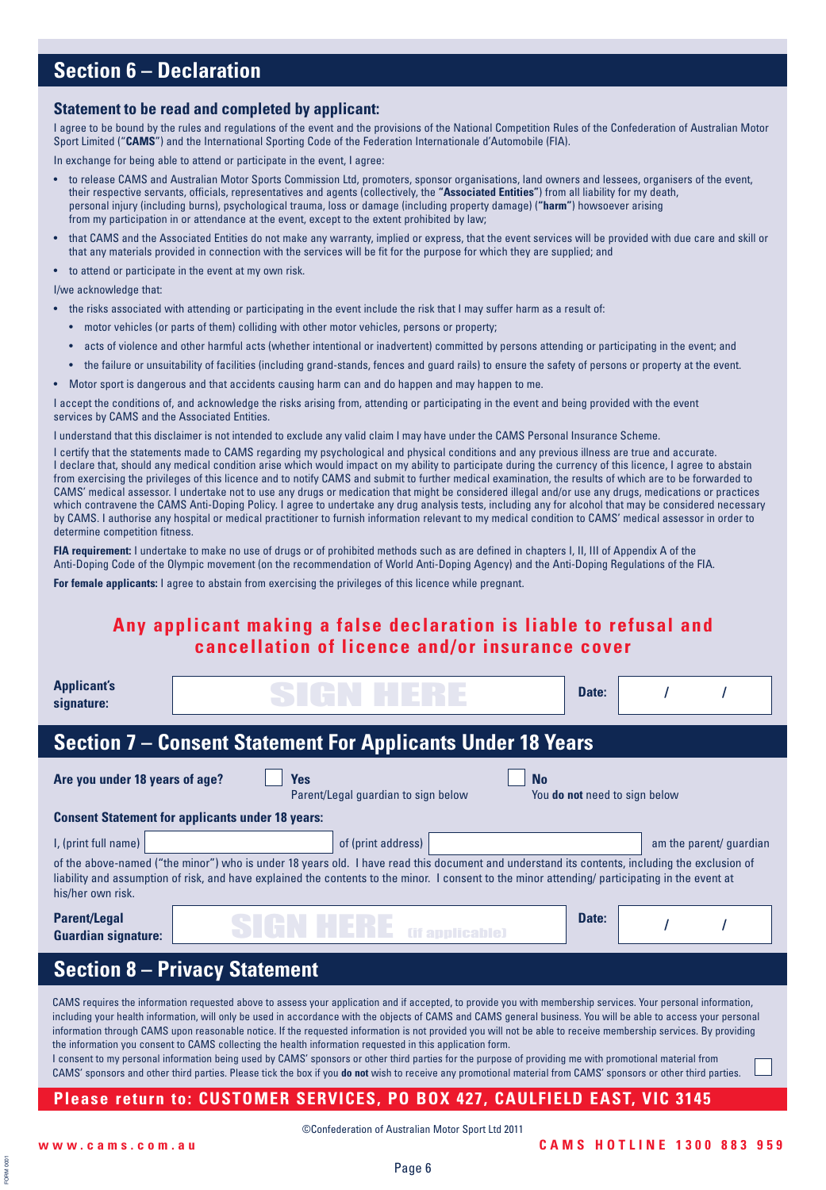## Section 6 – Declaration

### Statement to be read and completed by applicant:

I agree to be bound by the rules and regulations of the event and the provisions of the National Competition Rules of the Confederation of Australian Motor Sport Limited ("**CAMS**") and the International Sporting Code of the Federation Internationale d'Automobile (FIA).

In exchange for being able to attend or participate in the event, I agree:

- to release CAMS and Australian Motor Sports Commission Ltd, promoters, sponsor organisations, land owners and lessees, organisers of the event, their respective servants, officials, representatives and agents (collectively, the **"Associated Entities"**) from all liability for my death, personal injury (including burns), psychological trauma, loss or damage (including property damage) (**"harm"**) howsoever arising from my participation in or attendance at the event, except to the extent prohibited by law;
- that CAMS and the Associated Entities do not make any warranty, implied or express, that the event services will be provided with due care and skill or that any materials provided in connection with the services will be fit for the purpose for which they are supplied; and
- to attend or participate in the event at my own risk.

I/we acknowledge that:

- the risks associated with attending or participating in the event include the risk that I may suffer harm as a result of:
  - motor vehicles (or parts of them) colliding with other motor vehicles, persons or property;
  - acts of violence and other harmful acts (whether intentional or inadvertent) committed by persons attending or participating in the event; and
  - the failure or unsuitability of facilities (including grand-stands, fences and guard rails) to ensure the safety of persons or property at the event.
- Motor sport is dangerous and that accidents causing harm can and do happen and may happen to me.

I accept the conditions of, and acknowledge the risks arising from, attending or participating in the event and being provided with the event services by CAMS and the Associated Entities.

I understand that this disclaimer is not intended to exclude any valid claim I may have under the CAMS Personal Insurance Scheme.

I certify that the statements made to CAMS regarding my psychological and physical conditions and any previous illness are true and accurate. I declare that, should any medical condition arise which would impact on my ability to participate during the currency of this licence, I agree to abstain from exercising the privileges of this licence and to notify CAMS and submit to further medical examination, the results of which are to be forwarded to CAMS' medical assessor. I undertake not to use any drugs or medication that might be considered illegal and/or use any drugs, medications or practices which contravene the CAMS Anti-Doping Policy. I agree to undertake any drug analysis tests, including any for alcohol that may be considered necessary by CAMS. I authorise any hospital or medical practitioner to furnish information relevant to my medical condition to CAMS' medical assessor in order to determine competition fitness.

**FIA requirement:** I undertake to make no use of drugs or of prohibited methods such as are defined in chapters I, II, III of Appendix A of the Anti-Doping Code of the Olympic movement (on the recommendation of World Anti-Doping Agency) and the Anti-Doping Regulations of the FIA.

**For female applicants:** I agree to abstain from exercising the privileges of this licence while pregnant.

**Any applicant making a false declaration is liable to refusal and cancellation of licence and/or insurance cover**

| **Applicant's signature:** | SIGN HERE | **Date:** | / / |
|---|---|---|---|

## Section 7 – Consent Statement For Applicants Under 18 Years

**Are you under 18 years of age?** ☐ **Yes** Parent/Legal guardian to sign below ☐ **No** You **do not** need to sign below

**Consent Statement for applicants under 18 years:**

I, (print full name) ____________ of (print address) ____________ am the parent/ guardian of the above-named ("the minor") who is under 18 years old. I have read this document and understand its contents, including the exclusion of liability and assumption of risk, and have explained the contents to the minor. I consent to the minor attending/ participating in the event at his/her own risk.

| **Parent/Legal Guardian signature:** | SIGN HERE (if applicable) | **Date:** | / / |
|---|---|---|---|

## Section 8 – Privacy Statement

CAMS requires the information requested above to assess your application and if accepted, to provide you with membership services. Your personal information, including your health information, will only be used in accordance with the objects of CAMS and CAMS general business. You will be able to access your personal information through CAMS upon reasonable notice. If the requested information is not provided you will not be able to receive membership services. By providing the information you consent to CAMS collecting the health information requested in this application form.

I consent to my personal information being used by CAMS' sponsors or other third parties for the purpose of providing me with promotional material from CAMS' sponsors and other third parties. Please tick the box if you **do not** wish to receive any promotional material from CAMS' sponsors or other third parties. ☐

**Please return to: CUSTOMER SERVICES, PO BOX 427, CAULFIELD EAST, VIC 3145**

©Confederation of Australian Motor Sport Ltd 2011

www.cams.com.au CAMS HOTLINE 1300 883 959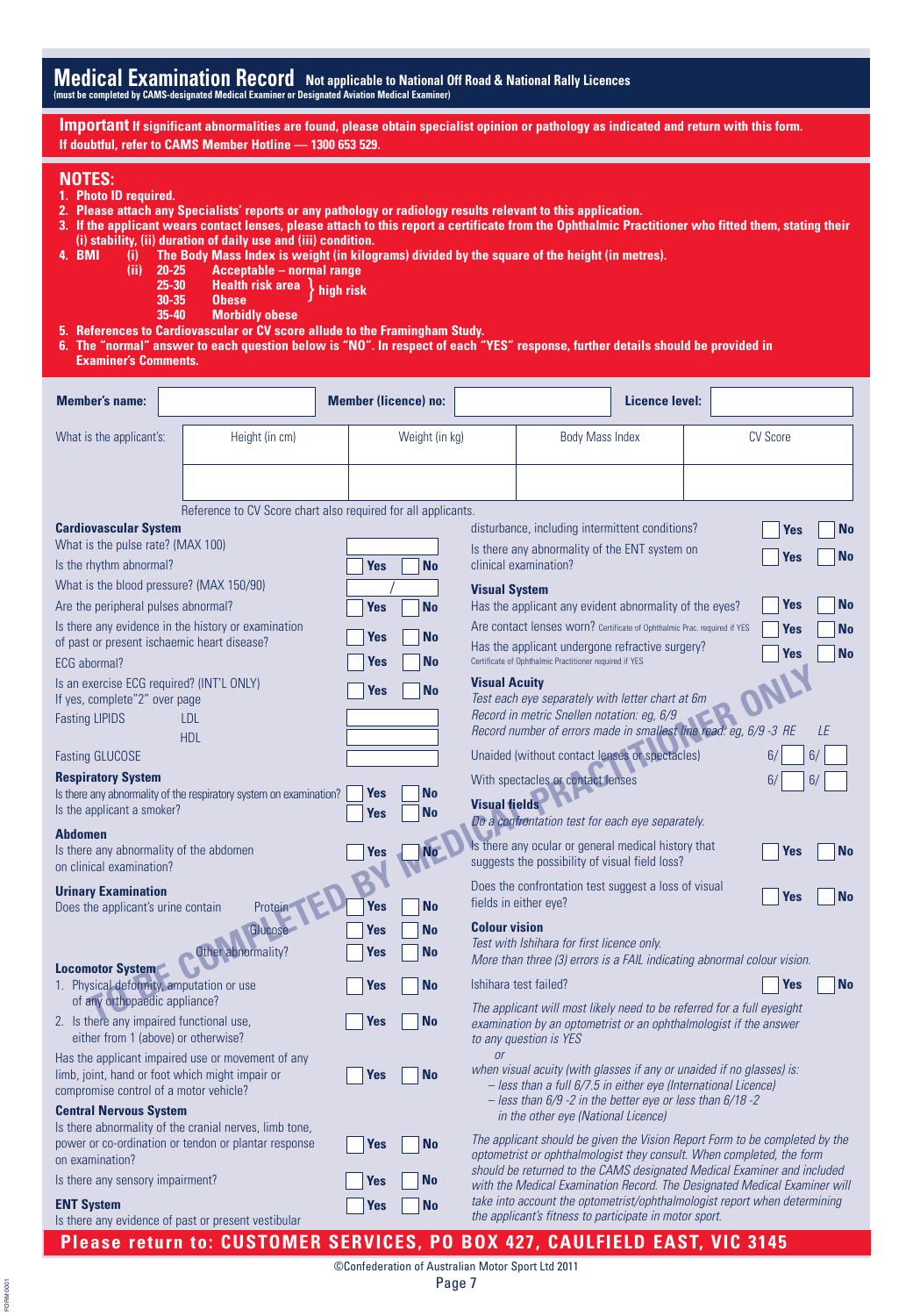# Medical Examination Record

**Not applicable to National Off Road & National Rally Licences**

**(must be completed by CAMS-designated Medical Examiner or Designated Aviation Medical Examiner)**

**Important** If significant abnormalities are found, please obtain specialist opinion or pathology as indicated and return with this form. If doubtful, refer to CAMS Member Hotline — 1300 653 529.

## NOTES:

1. Photo ID required.
2. Please attach any Specialists' reports or any pathology or radiology results relevant to this application.
3. If the applicant wears contact lenses, please attach to this report a certificate from the Ophthalmic Practitioner who fitted them, stating their (i) stability, (ii) duration of daily use and (iii) condition.
4. BMI
   - (i) The Body Mass Index is weight (in kilograms) divided by the square of the height (in metres).
   - (ii)
     - 20-25 Acceptable – normal range
     - 25-30 Health risk area } high risk
     - 30-35 Obese } high risk
     - 35-40 Morbidly obese
5. References to Cardiovascular or CV score allude to the Framingham Study.
6. The "normal" answer to each question below is "NO". In respect of each "YES" response, further details should be provided in Examiner's Comments.

**Member's name:** ______ **Member (licence) no:** ______ **Licence level:** ______

| What is the applicant's: | Height (in cm) | Weight (in kg) | Body Mass Index | CV Score |
|---|---|---|---|---|
| | | | | |

Reference to CV Score chart also required for all applicants.

TO BE COMPLETED BY MEDICAL PRACTITIONER ONLY

### Cardiovascular System

- What is the pulse rate? (MAX 100) ______
- Is the rhythm abnormal? ☐ Yes ☐ No
- What is the blood pressure? (MAX 150/90) ____ / ____
- Are the peripheral pulses abnormal? ☐ Yes ☐ No
- Is there any evidence in the history or examination of past or present ischaemic heart disease? ☐ Yes ☐ No
- ECG abormal? ☐ Yes ☐ No
- Is an exercise ECG required? (INT'L ONLY) If yes, complete "2" over page ☐ Yes ☐ No
- Fasting LIPIDS LDL ______ HDL ______
- Fasting GLUCOSE ______

### Respiratory System

- Is there any abnormality of the respiratory system on examination? ☐ Yes ☐ No
- Is the applicant a smoker? ☐ Yes ☐ No

### Abdomen

- Is there any abnormality of the abdomen on clinical examination? ☐ Yes ☐ No

### Urinary Examination

- Does the applicant's urine contain
  - Protein ☐ Yes ☐ No
  - Glucose ☐ Yes ☐ No
  - Other abnormality? ☐ Yes ☐ No

### Locomotor System

1. Physical deformity, amputation or use of any orthopaedic appliance? ☐ Yes ☐ No
2. Is there any impaired functional use, either from 1 (above) or otherwise? ☐ Yes ☐ No

- Has the applicant impaired use or movement of any limb, joint, hand or foot which might impair or compromise control of a motor vehicle? ☐ Yes ☐ No

### Central Nervous System

- Is there abnormality of the cranial nerves, limb tone, power or co-ordination or tendon or plantar response on examination? ☐ Yes ☐ No
- Is there any sensory impairment? ☐ Yes ☐ No

### ENT System

- Is there any evidence of past or present vestibular disturbance, including intermittent conditions? ☐ Yes ☐ No
- Is there any abnormality of the ENT system on clinical examination? ☐ Yes ☐ No

### Visual System

- Has the applicant any evident abnormality of the eyes? ☐ Yes ☐ No
- Are contact lenses worn? Certificate of Ophthalmic Prac. required if YES ☐ Yes ☐ No
- Has the applicant undergone refractive surgery? Certificate of Ophthalmic Practitioner required if YES ☐ Yes ☐ No

### Visual Acuity

*Test each eye separately with letter chart at 6m*
*Record in metric Snellen notation: eg, 6/9*
*Record number of errors made in smallest line read: eg, 6/9 -3*

| | RE | LE |
|---|---|---|
| Unaided (without contact lenses or spectacles) | 6/ | 6/ |
| With spectacles or contact lenses | 6/ | 6/ |

### Visual fields

*Do a confrontation test for each eye separately.*

- Is there any ocular or general medical history that suggests the possibility of visual field loss? ☐ Yes ☐ No
- Does the confrontation test suggest a loss of visual fields in either eye? ☐ Yes ☐ No

### Colour vision

*Test with Ishihara for first licence only.*
*More than three (3) errors is a FAIL indicating abnormal colour vision.*

- Ishihara test failed? ☐ Yes ☐ No

*The applicant will most likely need to be referred for a full eyesight examination by an optometrist or an ophthalmologist if the answer to any question is YES*

*or*

*when visual acuity (with glasses if any or unaided if no glasses) is:*
*– less than a full 6/7.5 in either eye (International Licence)*
*– less than 6/9 -2 in the better eye or less than 6/18 -2 in the other eye (National Licence)*

*The applicant should be given the Vision Report Form to be completed by the optometrist or ophthalmologist they consult. When completed, the form should be returned to the CAMS designated Medical Examiner and included with the Medical Examination Record. The Designated Medical Examiner will take into account the optometrist/ophthalmologist report when determining the applicant's fitness to participate in motor sport.*

**Please return to: CUSTOMER SERVICES, PO BOX 427, CAULFIELD EAST, VIC 3145**

©Confederation of Australian Motor Sport Ltd 2011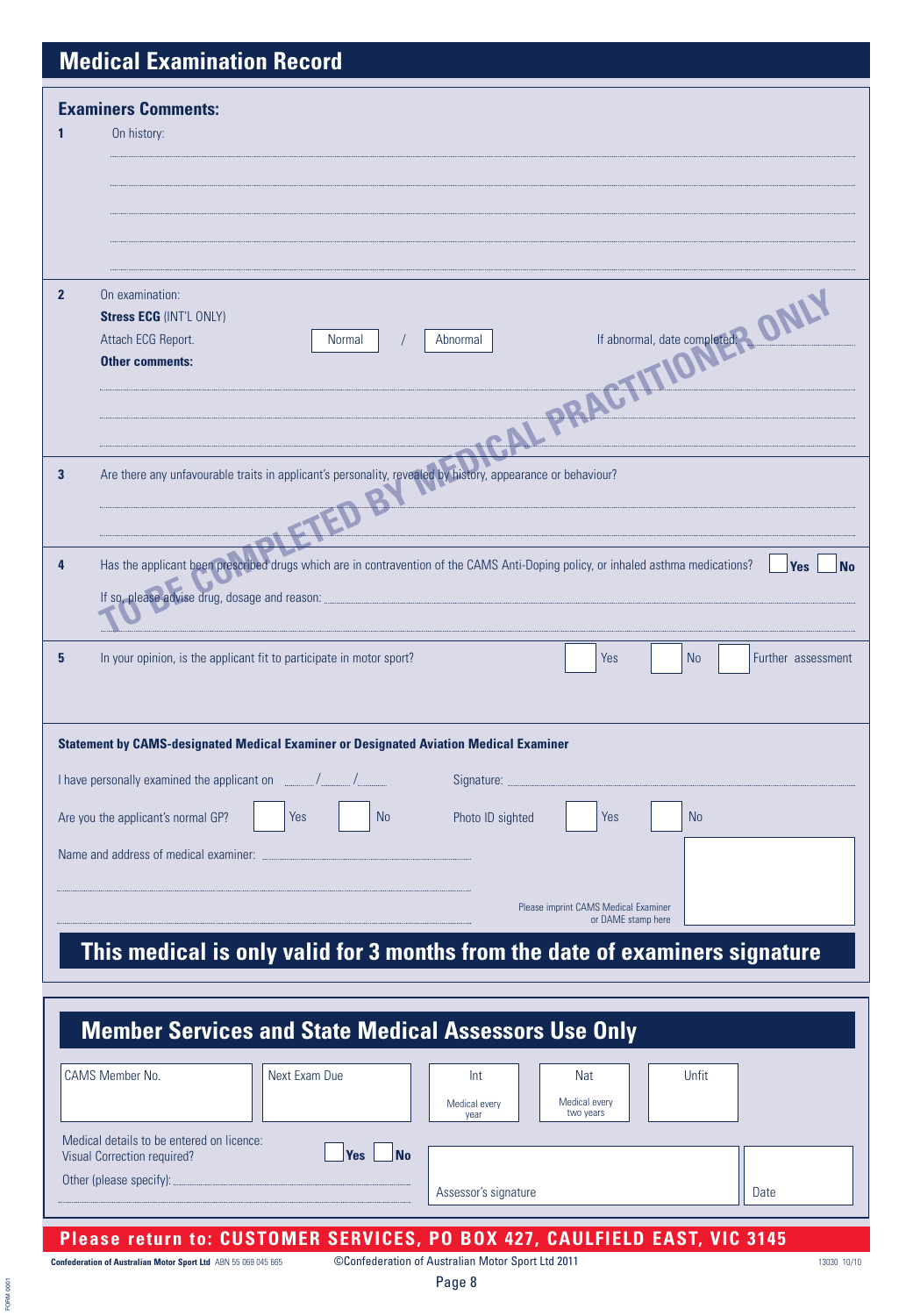# Medical Examination Record

## Examiners Comments:

**1** On history:

..............................................................................................................................................

..............................................................................................................................................

..............................................................................................................................................

..............................................................................................................................................

**2** On examination:

**Stress ECG** (INT'L ONLY)

Attach ECG Report. Normal / Abnormal If abnormal, date completed: ..............................

**Other comments:**

..............................................................................................................................................

..............................................................................................................................................

..............................................................................................................................................

TO BE COMPLETED BY MEDICAL PRACTITIONER ONLY

**3** Are there any unfavourable traits in applicant's personality, revealed by history, appearance or behaviour?

..............................................................................................................................................

..............................................................................................................................................

**4** Has the applicant been prescribed drugs which are in contravention of the CAMS Anti-Doping policy, or inhaled asthma medications? ☐ **Yes** ☐ **No**

If so, please advise drug, dosage and reason: ..............................................................................

..............................................................................................................................................

**5** In your opinion, is the applicant fit to participate in motor sport? ☐ Yes ☐ No ☐ Further assessment

**Statement by CAMS-designated Medical Examiner or Designated Aviation Medical Examiner**

I have personally examined the applicant on ......./......./....... Signature: ..............................................

Are you the applicant's normal GP? ☐ Yes ☐ No Photo ID sighted ☐ Yes ☐ No

Name and address of medical examiner: ..............................................................................

..............................................................................................................................................

.............................................................................................................................................. Please imprint CAMS Medical Examiner or DAME stamp here

## This medical is only valid for 3 months from the date of examiners signature

## Member Services and State Medical Assessors Use Only

| CAMS Member No. | Next Exam Due | Int (Medical every year) | Nat (Medical every two years) | Unfit |
|---|---|---|---|---|
| | | | | |

Medical details to be entered on licence:
Visual Correction required? ☐ **Yes** ☐ **No**

Other (please specify): ..............................................................................

| Assessor's signature | Date |
|---|---|
| | |

**Please return to: CUSTOMER SERVICES, PO BOX 427, CAULFIELD EAST, VIC 3145**

Confederation of Australian Motor Sport Ltd ABN 55 069 045 665 ©Confederation of Australian Motor Sport Ltd 2011 13030 10/10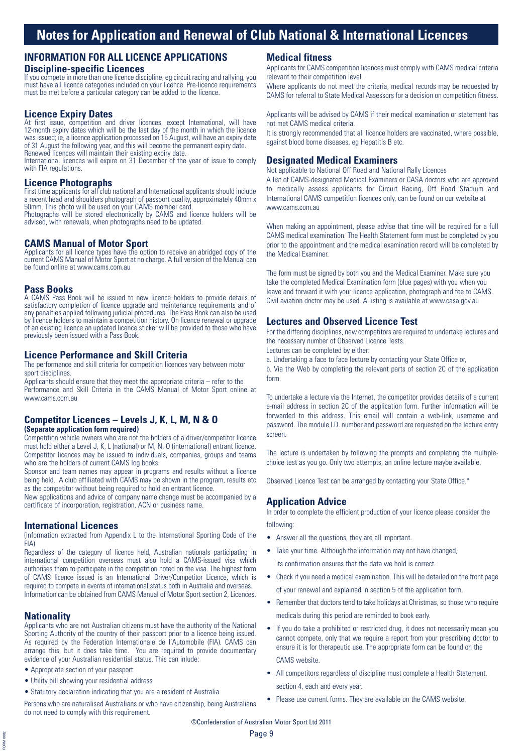# Notes for Application and Renewal of Club National & International Licences

## INFORMATION FOR ALL LICENCE APPLICATIONS

### Discipline-specific Licences

If you compete in more than one licence discipline, eg circuit racing and rallying, you must have all licence categories included on your licence. Pre-licence requirements must be met before a particular category can be added to the licence.

### Licence Expiry Dates

At first issue, competition and driver licences, except International, will have 12-month expiry dates which will be the last day of the month in which the licence was issued; ie, a licence application processed on 15 August, will have an expiry date of 31 August the following year, and this will become the permanent expiry date. Renewed licences will maintain their existing expiry date.

International licences will expire on 31 December of the year of issue to comply with FIA regulations.

### Licence Photographs

First time applicants for all club national and International applicants should include a recent head and shoulders photograph of passport quality, approximately 40mm x 50mm. This photo will be used on your CAMS member card.

Photographs will be stored electronically by CAMS and licence holders will be advised, with renewals, when photographs need to be updated.

### CAMS Manual of Motor Sport

Applicants for all licence types have the option to receive an abridged copy of the current CAMS Manual of Motor Sport at no charge. A full version of the Manual can be found online at www.cams.com.au

### Pass Books

A CAMS Pass Book will be issued to new licence holders to provide details of satisfactory completion of licence upgrade and maintenance requirements and of any penalties applied following judicial procedures. The Pass Book can also be used by licence holders to maintain a competition history. On licence renewal or upgrade of an existing licence an updated licence sticker will be provided to those who have previously been issued with a Pass Book.

### Licence Performance and Skill Criteria

The performance and skill criteria for competition licences vary between motor sport disciplines.

Applicants should ensure that they meet the appropriate criteria – refer to the Performance and Skill Criteria in the CAMS Manual of Motor Sport online at www.cams.com.au

### Competitor Licences – Levels J, K, L, M, N & O

**(Separate application form required)**

Competition vehicle owners who are not the holders of a driver/competitor licence must hold either a Level J, K, L (national) or M, N, O (international) entrant licence. Competitor licences may be issued to individuals, companies, groups and teams who are the holders of current CAMS log books.

Sponsor and team names may appear in programs and results without a licence being held. A club affiliated with CAMS may be shown in the program, results etc as the competitor without being required to hold an entrant licence.

New applications and advice of company name change must be accompanied by a certificate of incorporation, registration, ACN or business name.

### International Licences

(information extracted from Appendix L to the International Sporting Code of the FIA)

Regardless of the category of licence held, Australian nationals participating in international competition overseas must also hold a CAMS-issued visa which authorises them to participate in the competition noted on the visa. The highest form of CAMS licence issued is an International Driver/Competitor Licence, which is required to compete in events of international status both in Australia and overseas. Information can be obtained from CAMS Manual of Motor Sport section 2, Licences.

### Nationality

Applicants who are not Australian citizens must have the authority of the National Sporting Authority of the country of their passport prior to a licence being issued. As required by the Federation Internationale de l'Automobile (FIA). CAMS can arrange this, but it does take time. You are required to provide documentary evidence of your Australian residential status. This can inlude:

- Appropriate section of your passport
- Utility bill showing your residential address
- Statutory declaration indicating that you are a resident of Australia

Persons who are naturalised Australians or who have citizenship, being Australians do not need to comply with this requirement.

### Medical fitness

Applicants for CAMS competition licences must comply with CAMS medical criteria relevant to their competition level.

Where applicants do not meet the criteria, medical records may be requested by CAMS for referral to State Medical Assessors for a decision on competition fitness.

Applicants will be advised by CAMS if their medical examination or statement has not met CAMS medical criteria.

It is strongly recommended that all licence holders are vaccinated, where possible, against blood borne diseases, eg Hepatitis B etc.

### Designated Medical Examiners

Not applicable to National Off Road and National Rally Licences

A list of CAMS-designated Medical Examiners or CASA doctors who are approved to medically assess applicants for Circuit Racing, Off Road Stadium and International CAMS competition licences only, can be found on our website at www.cams.com.au

When making an appointment, please advise that time will be required for a full CAMS medical examination. The Health Statement form must be completed by you prior to the appointment and the medical examination record will be completed by the Medical Examiner.

The form must be signed by both you and the Medical Examiner. Make sure you take the completed Medical Examination form (blue pages) with you when you leave and forward it with your licence application, photograph and fee to CAMS. Civil aviation doctor may be used. A listing is available at www.casa.gov.au

### Lectures and Observed Licence Test

For the differing disciplines, new competitors are required to undertake lectures and the necessary number of Observed Licence Tests.

Lectures can be completed by either:

a. Undertaking a face to face lecture by contacting your State Office or,

b. Via the Web by completing the relevant parts of section 2C of the application form.

To undertake a lecture via the Internet, the competitor provides details of a current e-mail address in section 2C of the application form. Further information will be forwarded to this address. This email will contain a web-link, username and password. The module I.D. number and password are requested on the lecture entry screen.

The lecture is undertaken by following the prompts and completing the multiple-choice test as you go. Only two attempts, an online lecture maybe available.

Observed Licence Test can be arranged by contacting your State Office.*

### Application Advice

In order to complete the efficient production of your licence please consider the following:

- Answer all the questions, they are all important.
- Take your time. Although the information may not have changed, its confirmation ensures that the data we hold is correct.
- Check if you need a medical examination. This will be detailed on the front page of your renewal and explained in section 5 of the application form.
- Remember that doctors tend to take holidays at Christmas, so those who require medicals during this period are reminded to book early.
- If you do take a prohibited or restricted drug, it does not necessarily mean you cannot compete, only that we require a report from your prescribing doctor to ensure it is for therapeutic use. The appropriate form can be found on the CAMS website.
- All competitors regardless of discipline must complete a Health Statement, section 4, each and every year.
- Please use current forms. They are available on the CAMS website.

©Confederation of Australian Motor Sport Ltd 2011